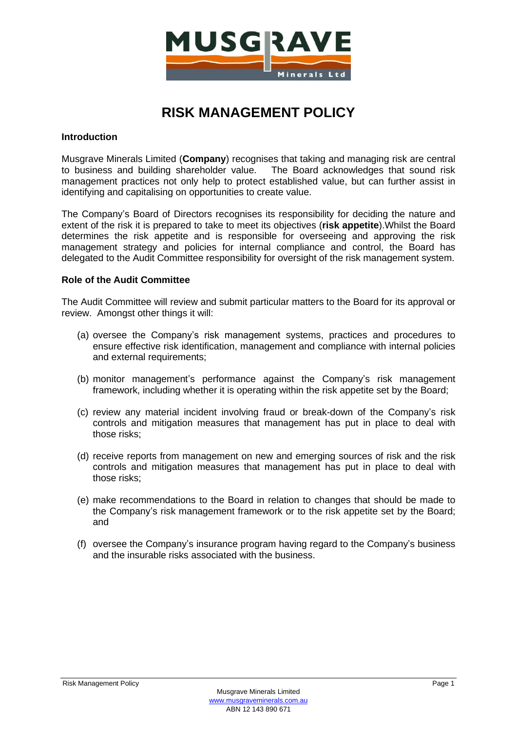# RISK MANAGEMENT POLICY

## Introduction

Musgrave Minerals Limited (**Company**) recognises that taking and managing risk are central to business and building shareholder value. The Board acknowledges that sound risk management practices not only help to protect established value, but can further assist in identifying and capitalising on opportunities to create value.

The Company's Board of Directors recognises its responsibility for deciding the nature and extent of the risk it is prepared to take to meet its objectives (**risk appetite**).Whilst the Board determines the risk appetite and is responsible for overseeing and approving the risk management strategy and policies for internal compliance and control, the Board has delegated to the Audit Committee responsibility for oversight of the risk management system.

## Role of the Audit Committee

The Audit Committee will review and submit particular matters to the Board for its approval or review. Amongst other things it will:

(a) oversee the Company's risk management systems, practices and procedures to ensure effective risk identification, management and compliance with internal policies and external requirements;

(b) monitor management's performance against the Company's risk management framework, including whether it is operating within the risk appetite set by the Board;

(c) review any material incident involving fraud or break-down of the Company's risk controls and mitigation measures that management has put in place to deal with those risks;

(d) receive reports from management on new and emerging sources of risk and the risk controls and mitigation measures that management has put in place to deal with those risks;

(e) make recommendations to the Board in relation to changes that should be made to the Company's risk management framework or to the risk appetite set by the Board; and

(f) oversee the Company's insurance program having regard to the Company's business and the insurable risks associated with the business.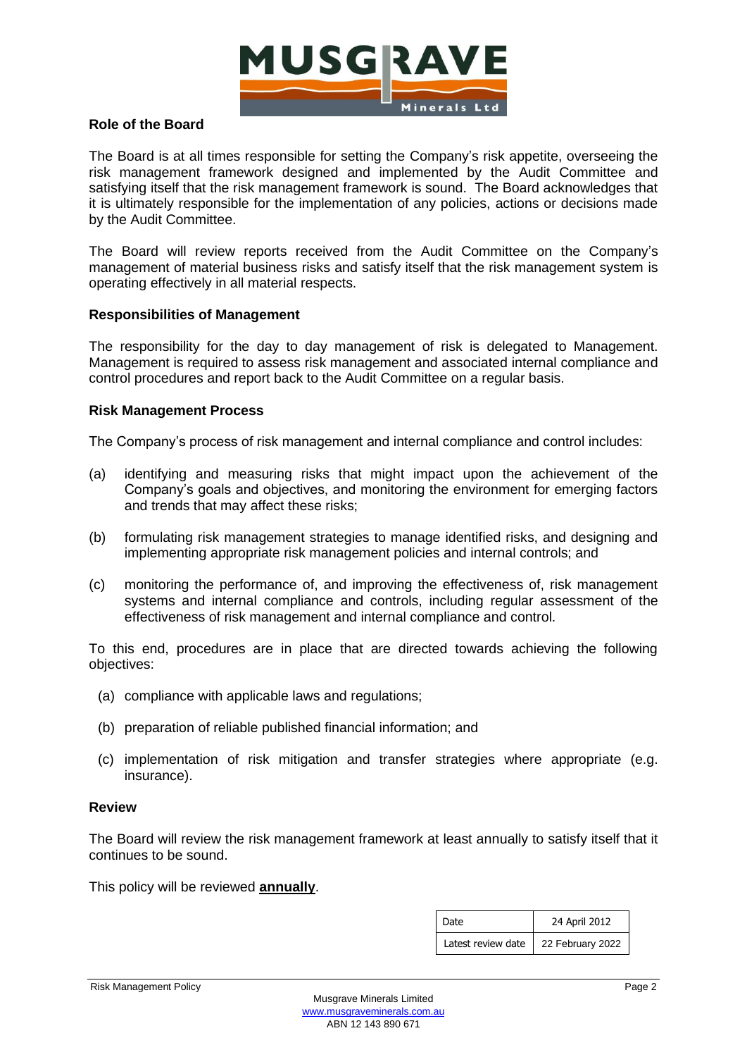## Role of the Board

The Board is at all times responsible for setting the Company's risk appetite, overseeing the risk management framework designed and implemented by the Audit Committee and satisfying itself that the risk management framework is sound. The Board acknowledges that it is ultimately responsible for the implementation of any policies, actions or decisions made by the Audit Committee.

The Board will review reports received from the Audit Committee on the Company's management of material business risks and satisfy itself that the risk management system is operating effectively in all material respects.

## Responsibilities of Management

The responsibility for the day to day management of risk is delegated to Management. Management is required to assess risk management and associated internal compliance and control procedures and report back to the Audit Committee on a regular basis.

## Risk Management Process

The Company's process of risk management and internal compliance and control includes:

(a) identifying and measuring risks that might impact upon the achievement of the Company's goals and objectives, and monitoring the environment for emerging factors and trends that may affect these risks;

(b) formulating risk management strategies to manage identified risks, and designing and implementing appropriate risk management policies and internal controls; and

(c) monitoring the performance of, and improving the effectiveness of, risk management systems and internal compliance and controls, including regular assessment of the effectiveness of risk management and internal compliance and control.

To this end, procedures are in place that are directed towards achieving the following objectives:

(a) compliance with applicable laws and regulations;

(b) preparation of reliable published financial information; and

(c) implementation of risk mitigation and transfer strategies where appropriate (e.g. insurance).

## Review

The Board will review the risk management framework at least annually to satisfy itself that it continues to be sound.

This policy will be reviewed **annually**.

| | |
|---|---|
| Date | 24 April 2012 |
| Latest review date | 22 February 2022 |